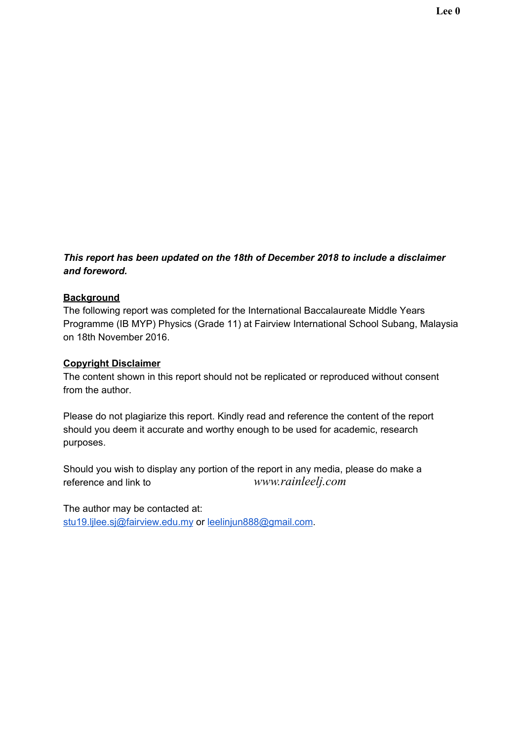***This report has been updated on the 18th of December 2018 to include a disclaimer and foreword.***

**Background**

The following report was completed for the International Baccalaureate Middle Years Programme (IB MYP) Physics (Grade 11) at Fairview International School Subang, Malaysia on 18th November 2016.

**Copyright Disclaimer**

The content shown in this report should not be replicated or reproduced without consent from the author.

Please do not plagiarize this report. Kindly read and reference the content of the report should you deem it accurate and worthy enough to be used for academic, research purposes.

Should you wish to display any portion of the report in any media, please do make a reference and link to *www.rainleelj.com*

The author may be contacted at:
stu19.ljlee.sj@fairview.edu.my or leelinjun888@gmail.com.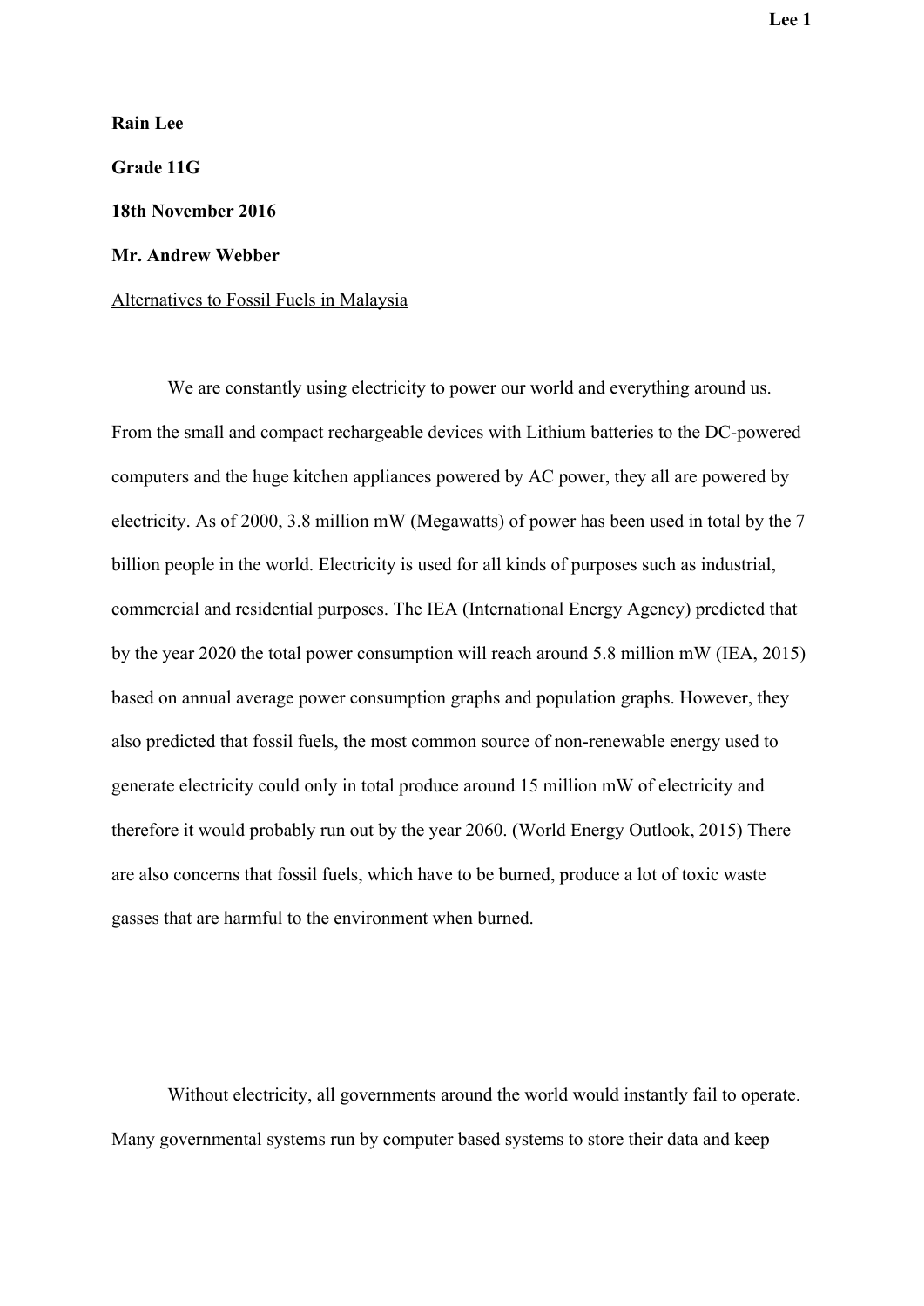**Rain Lee**

**Grade 11G**

**18th November 2016**

**Mr. Andrew Webber**

Alternatives to Fossil Fuels in Malaysia

We are constantly using electricity to power our world and everything around us. From the small and compact rechargeable devices with Lithium batteries to the DC-powered computers and the huge kitchen appliances powered by AC power, they all are powered by electricity. As of 2000, 3.8 million mW (Megawatts) of power has been used in total by the 7 billion people in the world. Electricity is used for all kinds of purposes such as industrial, commercial and residential purposes. The IEA (International Energy Agency) predicted that by the year 2020 the total power consumption will reach around 5.8 million mW (IEA, 2015) based on annual average power consumption graphs and population graphs. However, they also predicted that fossil fuels, the most common source of non-renewable energy used to generate electricity could only in total produce around 15 million mW of electricity and therefore it would probably run out by the year 2060. (World Energy Outlook, 2015) There are also concerns that fossil fuels, which have to be burned, produce a lot of toxic waste gasses that are harmful to the environment when burned.

Without electricity, all governments around the world would instantly fail to operate. Many governmental systems run by computer based systems to store their data and keep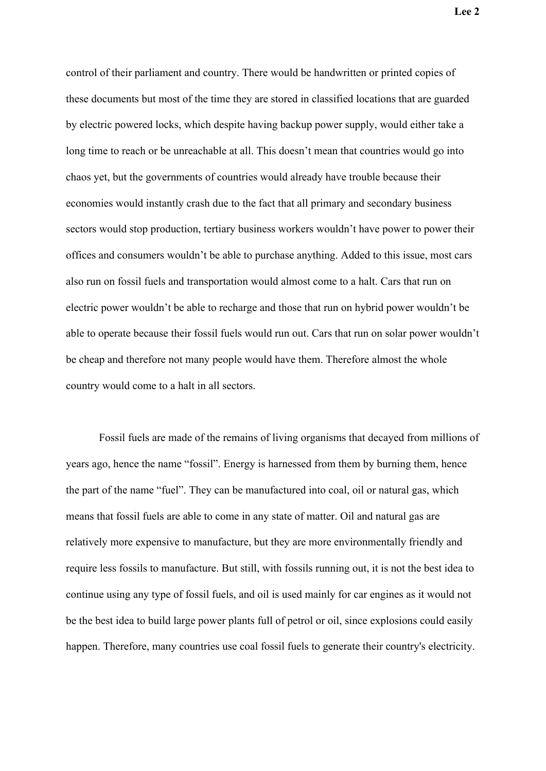control of their parliament and country. There would be handwritten or printed copies of these documents but most of the time they are stored in classified locations that are guarded by electric powered locks, which despite having backup power supply, would either take a long time to reach or be unreachable at all. This doesn't mean that countries would go into chaos yet, but the governments of countries would already have trouble because their economies would instantly crash due to the fact that all primary and secondary business sectors would stop production, tertiary business workers wouldn't have power to power their offices and consumers wouldn't be able to purchase anything. Added to this issue, most cars also run on fossil fuels and transportation would almost come to a halt. Cars that run on electric power wouldn't be able to recharge and those that run on hybrid power wouldn't be able to operate because their fossil fuels would run out. Cars that run on solar power wouldn't be cheap and therefore not many people would have them. Therefore almost the whole country would come to a halt in all sectors.

Fossil fuels are made of the remains of living organisms that decayed from millions of years ago, hence the name "fossil". Energy is harnessed from them by burning them, hence the part of the name "fuel". They can be manufactured into coal, oil or natural gas, which means that fossil fuels are able to come in any state of matter. Oil and natural gas are relatively more expensive to manufacture, but they are more environmentally friendly and require less fossils to manufacture. But still, with fossils running out, it is not the best idea to continue using any type of fossil fuels, and oil is used mainly for car engines as it would not be the best idea to build large power plants full of petrol or oil, since explosions could easily happen. Therefore, many countries use coal fossil fuels to generate their country's electricity.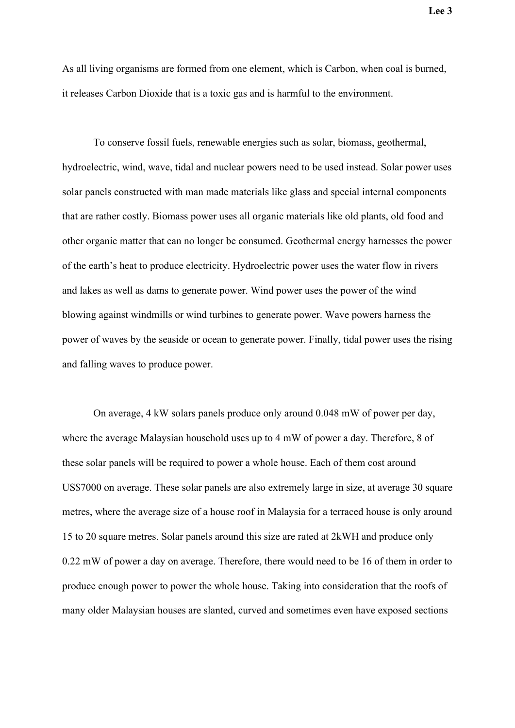As all living organisms are formed from one element, which is Carbon, when coal is burned, it releases Carbon Dioxide that is a toxic gas and is harmful to the environment.

To conserve fossil fuels, renewable energies such as solar, biomass, geothermal, hydroelectric, wind, wave, tidal and nuclear powers need to be used instead. Solar power uses solar panels constructed with man made materials like glass and special internal components that are rather costly. Biomass power uses all organic materials like old plants, old food and other organic matter that can no longer be consumed. Geothermal energy harnesses the power of the earth's heat to produce electricity. Hydroelectric power uses the water flow in rivers and lakes as well as dams to generate power. Wind power uses the power of the wind blowing against windmills or wind turbines to generate power. Wave powers harness the power of waves by the seaside or ocean to generate power. Finally, tidal power uses the rising and falling waves to produce power.

On average, 4 kW solars panels produce only around 0.048 mW of power per day, where the average Malaysian household uses up to 4 mW of power a day. Therefore, 8 of these solar panels will be required to power a whole house. Each of them cost around US$7000 on average. These solar panels are also extremely large in size, at average 30 square metres, where the average size of a house roof in Malaysia for a terraced house is only around 15 to 20 square metres. Solar panels around this size are rated at 2kWH and produce only 0.22 mW of power a day on average. Therefore, there would need to be 16 of them in order to produce enough power to power the whole house. Taking into consideration that the roofs of many older Malaysian houses are slanted, curved and sometimes even have exposed sections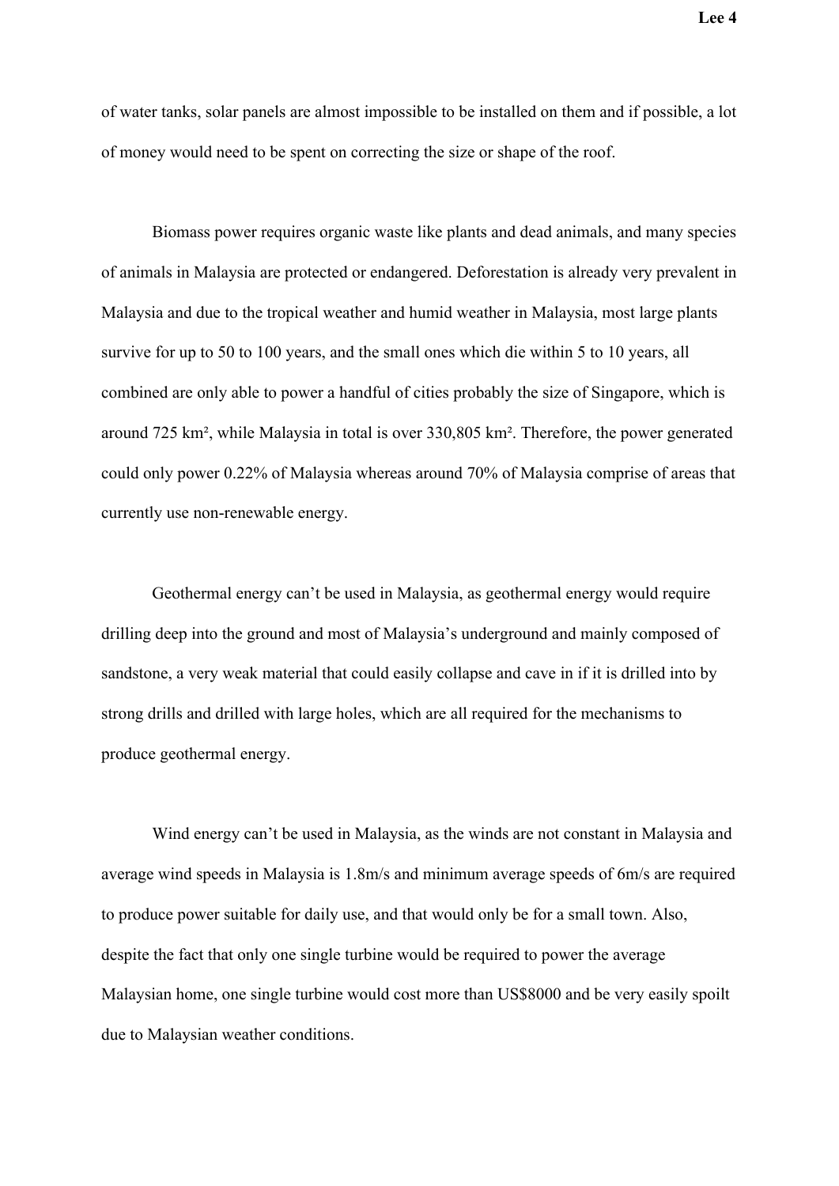of water tanks, solar panels are almost impossible to be installed on them and if possible, a lot of money would need to be spent on correcting the size or shape of the roof.

Biomass power requires organic waste like plants and dead animals, and many species of animals in Malaysia are protected or endangered. Deforestation is already very prevalent in Malaysia and due to the tropical weather and humid weather in Malaysia, most large plants survive for up to 50 to 100 years, and the small ones which die within 5 to 10 years, all combined are only able to power a handful of cities probably the size of Singapore, which is around 725 km², while Malaysia in total is over 330,805 km². Therefore, the power generated could only power 0.22% of Malaysia whereas around 70% of Malaysia comprise of areas that currently use non-renewable energy.

Geothermal energy can't be used in Malaysia, as geothermal energy would require drilling deep into the ground and most of Malaysia's underground and mainly composed of sandstone, a very weak material that could easily collapse and cave in if it is drilled into by strong drills and drilled with large holes, which are all required for the mechanisms to produce geothermal energy.

Wind energy can't be used in Malaysia, as the winds are not constant in Malaysia and average wind speeds in Malaysia is 1.8m/s and minimum average speeds of 6m/s are required to produce power suitable for daily use, and that would only be for a small town. Also, despite the fact that only one single turbine would be required to power the average Malaysian home, one single turbine would cost more than US$8000 and be very easily spoilt due to Malaysian weather conditions.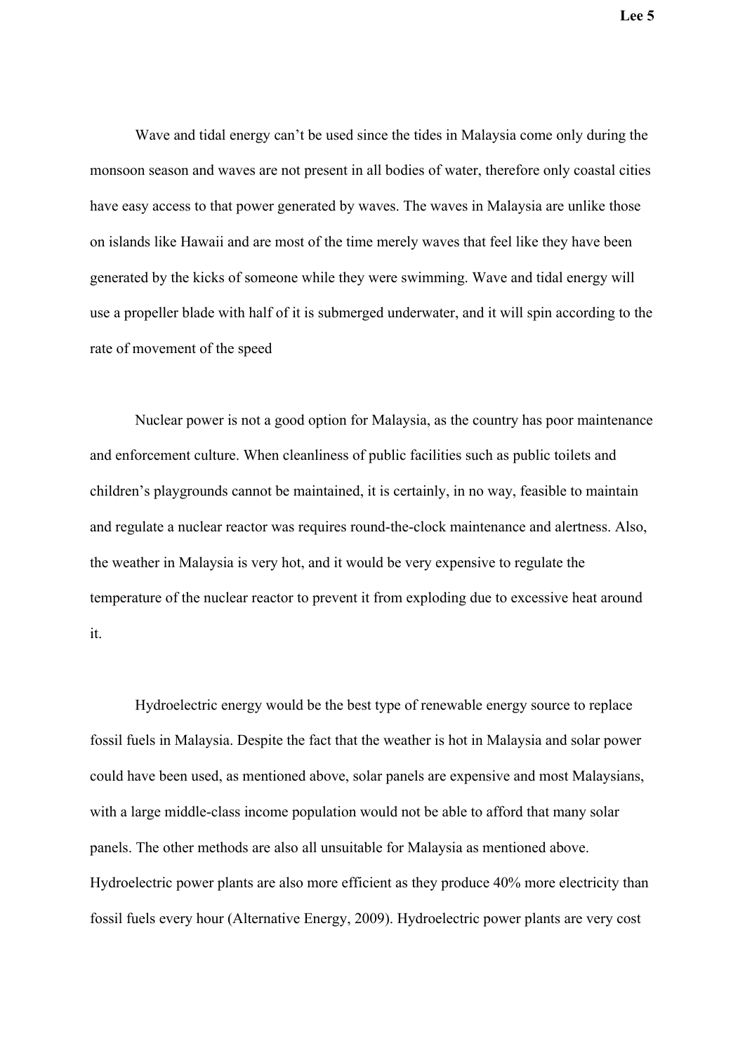Wave and tidal energy can't be used since the tides in Malaysia come only during the monsoon season and waves are not present in all bodies of water, therefore only coastal cities have easy access to that power generated by waves. The waves in Malaysia are unlike those on islands like Hawaii and are most of the time merely waves that feel like they have been generated by the kicks of someone while they were swimming. Wave and tidal energy will use a propeller blade with half of it is submerged underwater, and it will spin according to the rate of movement of the speed

Nuclear power is not a good option for Malaysia, as the country has poor maintenance and enforcement culture. When cleanliness of public facilities such as public toilets and children's playgrounds cannot be maintained, it is certainly, in no way, feasible to maintain and regulate a nuclear reactor was requires round-the-clock maintenance and alertness. Also, the weather in Malaysia is very hot, and it would be very expensive to regulate the temperature of the nuclear reactor to prevent it from exploding due to excessive heat around it.

Hydroelectric energy would be the best type of renewable energy source to replace fossil fuels in Malaysia. Despite the fact that the weather is hot in Malaysia and solar power could have been used, as mentioned above, solar panels are expensive and most Malaysians, with a large middle-class income population would not be able to afford that many solar panels. The other methods are also all unsuitable for Malaysia as mentioned above. Hydroelectric power plants are also more efficient as they produce 40% more electricity than fossil fuels every hour (Alternative Energy, 2009). Hydroelectric power plants are very cost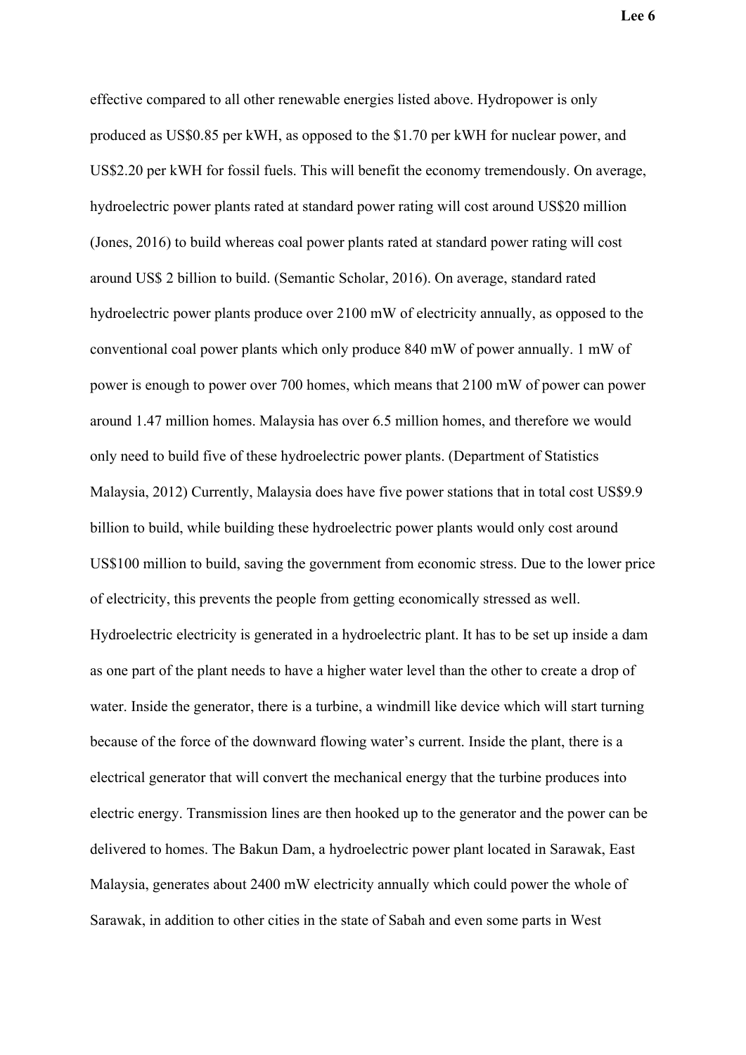effective compared to all other renewable energies listed above. Hydropower is only produced as US$0.85 per kWH, as opposed to the $1.70 per kWH for nuclear power, and US$2.20 per kWH for fossil fuels. This will benefit the economy tremendously. On average, hydroelectric power plants rated at standard power rating will cost around US$20 million (Jones, 2016) to build whereas coal power plants rated at standard power rating will cost around US$ 2 billion to build. (Semantic Scholar, 2016). On average, standard rated hydroelectric power plants produce over 2100 mW of electricity annually, as opposed to the conventional coal power plants which only produce 840 mW of power annually. 1 mW of power is enough to power over 700 homes, which means that 2100 mW of power can power around 1.47 million homes. Malaysia has over 6.5 million homes, and therefore we would only need to build five of these hydroelectric power plants. (Department of Statistics Malaysia, 2012) Currently, Malaysia does have five power stations that in total cost US$9.9 billion to build, while building these hydroelectric power plants would only cost around US$100 million to build, saving the government from economic stress. Due to the lower price of electricity, this prevents the people from getting economically stressed as well. Hydroelectric electricity is generated in a hydroelectric plant. It has to be set up inside a dam as one part of the plant needs to have a higher water level than the other to create a drop of water. Inside the generator, there is a turbine, a windmill like device which will start turning because of the force of the downward flowing water's current. Inside the plant, there is a electrical generator that will convert the mechanical energy that the turbine produces into electric energy. Transmission lines are then hooked up to the generator and the power can be delivered to homes. The Bakun Dam, a hydroelectric power plant located in Sarawak, East Malaysia, generates about 2400 mW electricity annually which could power the whole of Sarawak, in addition to other cities in the state of Sabah and even some parts in West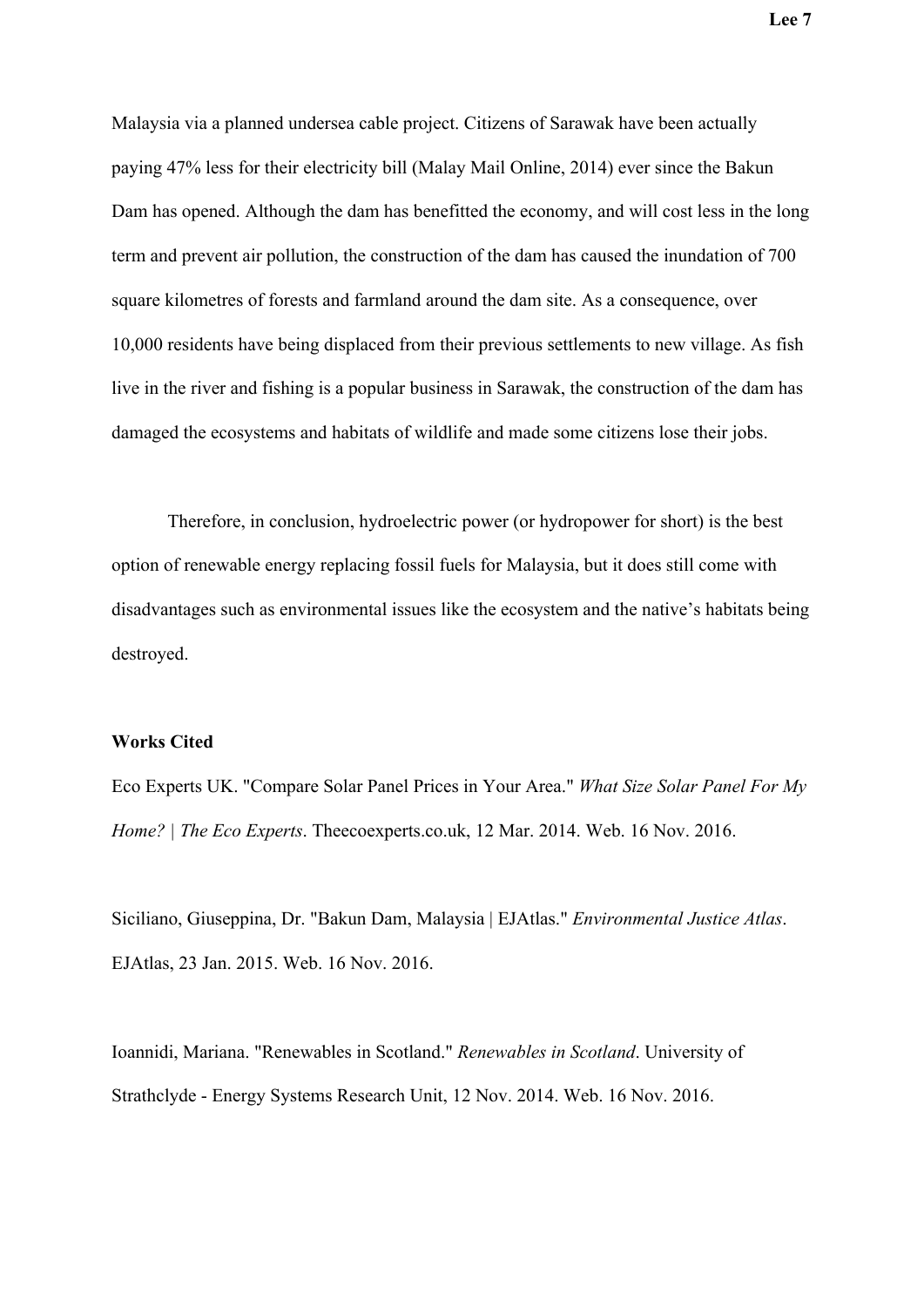Malaysia via a planned undersea cable project. Citizens of Sarawak have been actually paying 47% less for their electricity bill (Malay Mail Online, 2014) ever since the Bakun Dam has opened. Although the dam has benefitted the economy, and will cost less in the long term and prevent air pollution, the construction of the dam has caused the inundation of 700 square kilometres of forests and farmland around the dam site. As a consequence, over 10,000 residents have being displaced from their previous settlements to new village. As fish live in the river and fishing is a popular business in Sarawak, the construction of the dam has damaged the ecosystems and habitats of wildlife and made some citizens lose their jobs.

Therefore, in conclusion, hydroelectric power (or hydropower for short) is the best option of renewable energy replacing fossil fuels for Malaysia, but it does still come with disadvantages such as environmental issues like the ecosystem and the native's habitats being destroyed.

**Works Cited**

Eco Experts UK. "Compare Solar Panel Prices in Your Area." *What Size Solar Panel For My Home? | The Eco Experts*. Theecoexperts.co.uk, 12 Mar. 2014. Web. 16 Nov. 2016.

Siciliano, Giuseppina, Dr. "Bakun Dam, Malaysia | EJAtlas." *Environmental Justice Atlas*. EJAtlas, 23 Jan. 2015. Web. 16 Nov. 2016.

Ioannidi, Mariana. "Renewables in Scotland." *Renewables in Scotland*. University of Strathclyde - Energy Systems Research Unit, 12 Nov. 2014. Web. 16 Nov. 2016.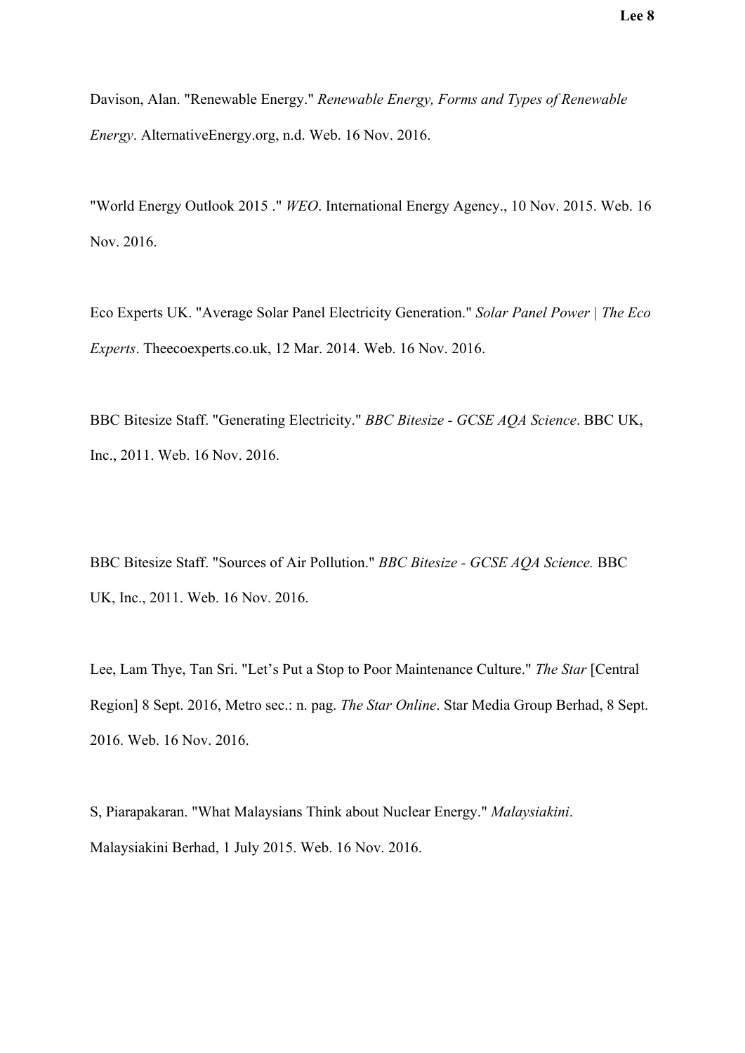Davison, Alan. "Renewable Energy." *Renewable Energy, Forms and Types of Renewable Energy*. AlternativeEnergy.org, n.d. Web. 16 Nov. 2016.

"World Energy Outlook 2015 ." *WEO*. International Energy Agency., 10 Nov. 2015. Web. 16 Nov. 2016.

Eco Experts UK. "Average Solar Panel Electricity Generation." *Solar Panel Power | The Eco Experts*. Theecoexperts.co.uk, 12 Mar. 2014. Web. 16 Nov. 2016.

BBC Bitesize Staff. "Generating Electricity." *BBC Bitesize - GCSE AQA Science*. BBC UK, Inc., 2011. Web. 16 Nov. 2016.

BBC Bitesize Staff. "Sources of Air Pollution." *BBC Bitesize - GCSE AQA Science.* BBC UK, Inc., 2011. Web. 16 Nov. 2016.

Lee, Lam Thye, Tan Sri. "Let's Put a Stop to Poor Maintenance Culture." *The Star* [Central Region] 8 Sept. 2016, Metro sec.: n. pag. *The Star Online*. Star Media Group Berhad, 8 Sept. 2016. Web. 16 Nov. 2016.

S, Piarapakaran. "What Malaysians Think about Nuclear Energy." *Malaysiakini*. Malaysiakini Berhad, 1 July 2015. Web. 16 Nov. 2016.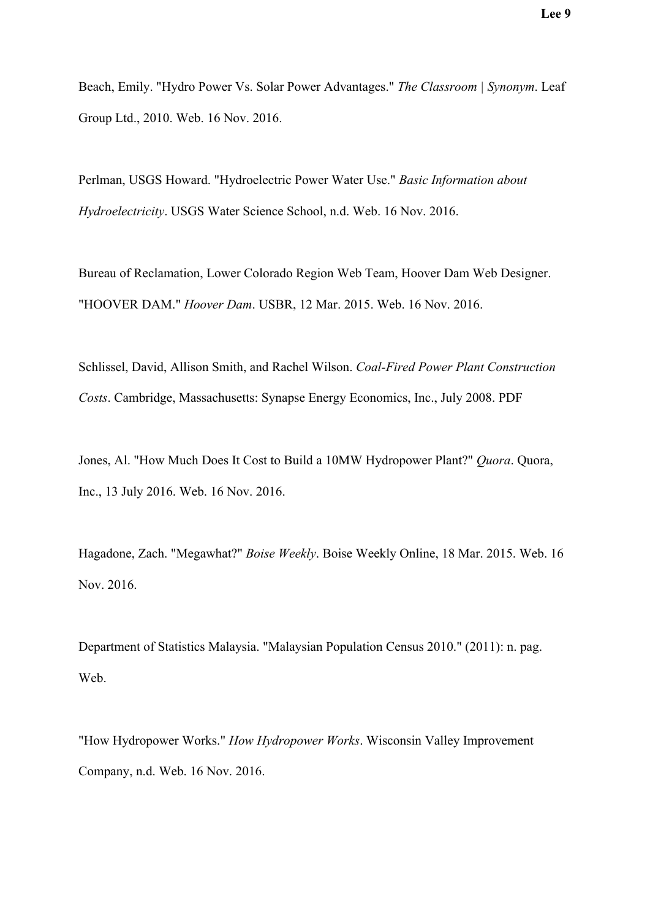Beach, Emily. "Hydro Power Vs. Solar Power Advantages." *The Classroom | Synonym*. Leaf Group Ltd., 2010. Web. 16 Nov. 2016.

Perlman, USGS Howard. "Hydroelectric Power Water Use." *Basic Information about Hydroelectricity*. USGS Water Science School, n.d. Web. 16 Nov. 2016.

Bureau of Reclamation, Lower Colorado Region Web Team, Hoover Dam Web Designer. "HOOVER DAM." *Hoover Dam*. USBR, 12 Mar. 2015. Web. 16 Nov. 2016.

Schlissel, David, Allison Smith, and Rachel Wilson. *Coal-Fired Power Plant Construction Costs*. Cambridge, Massachusetts: Synapse Energy Economics, Inc., July 2008. PDF

Jones, Al. "How Much Does It Cost to Build a 10MW Hydropower Plant?" *Quora*. Quora, Inc., 13 July 2016. Web. 16 Nov. 2016.

Hagadone, Zach. "Megawhat?" *Boise Weekly*. Boise Weekly Online, 18 Mar. 2015. Web. 16 Nov. 2016.

Department of Statistics Malaysia. "Malaysian Population Census 2010." (2011): n. pag. Web.

"How Hydropower Works." *How Hydropower Works*. Wisconsin Valley Improvement Company, n.d. Web. 16 Nov. 2016.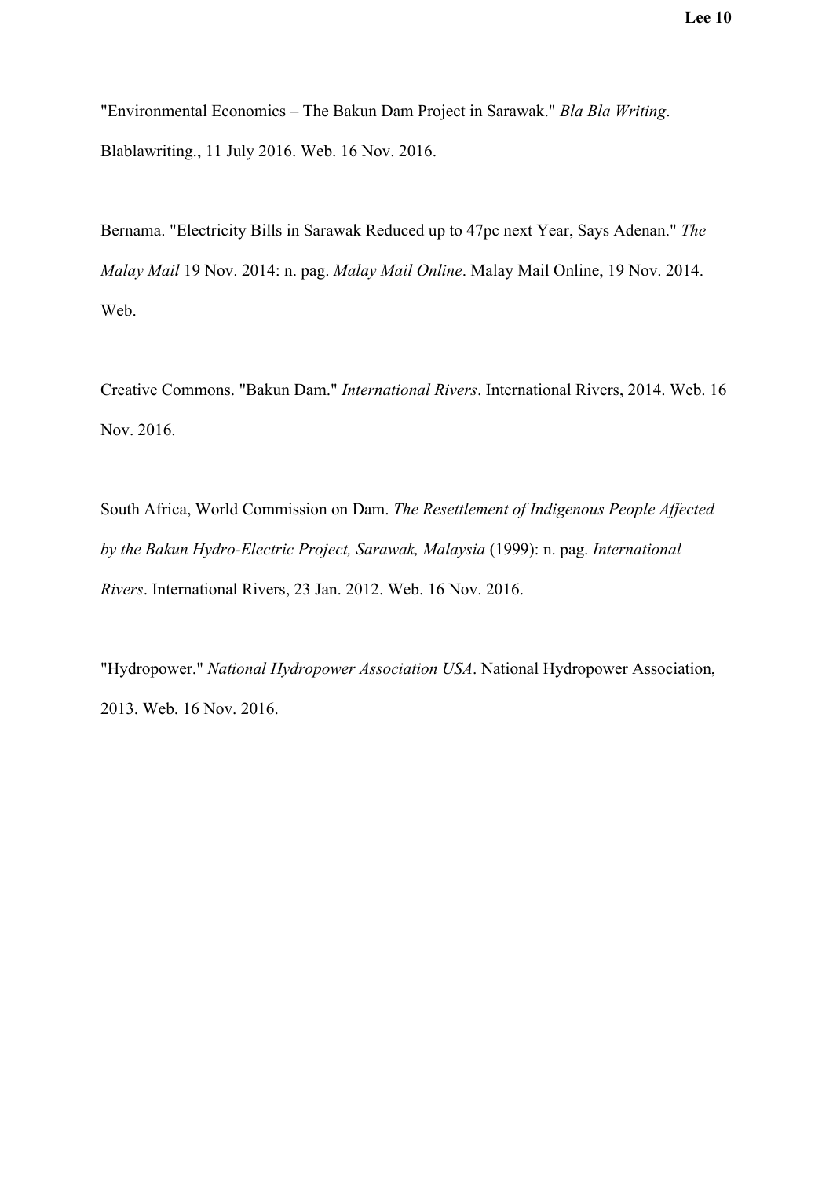"Environmental Economics – The Bakun Dam Project in Sarawak." *Bla Bla Writing*. Blablawriting., 11 July 2016. Web. 16 Nov. 2016.

Bernama. "Electricity Bills in Sarawak Reduced up to 47pc next Year, Says Adenan." *The Malay Mail* 19 Nov. 2014: n. pag. *Malay Mail Online*. Malay Mail Online, 19 Nov. 2014. Web.

Creative Commons. "Bakun Dam." *International Rivers*. International Rivers, 2014. Web. 16 Nov. 2016.

South Africa, World Commission on Dam. *The Resettlement of Indigenous People Affected by the Bakun Hydro-Electric Project, Sarawak, Malaysia* (1999): n. pag. *International Rivers*. International Rivers, 23 Jan. 2012. Web. 16 Nov. 2016.

"Hydropower." *National Hydropower Association USA*. National Hydropower Association, 2013. Web. 16 Nov. 2016.